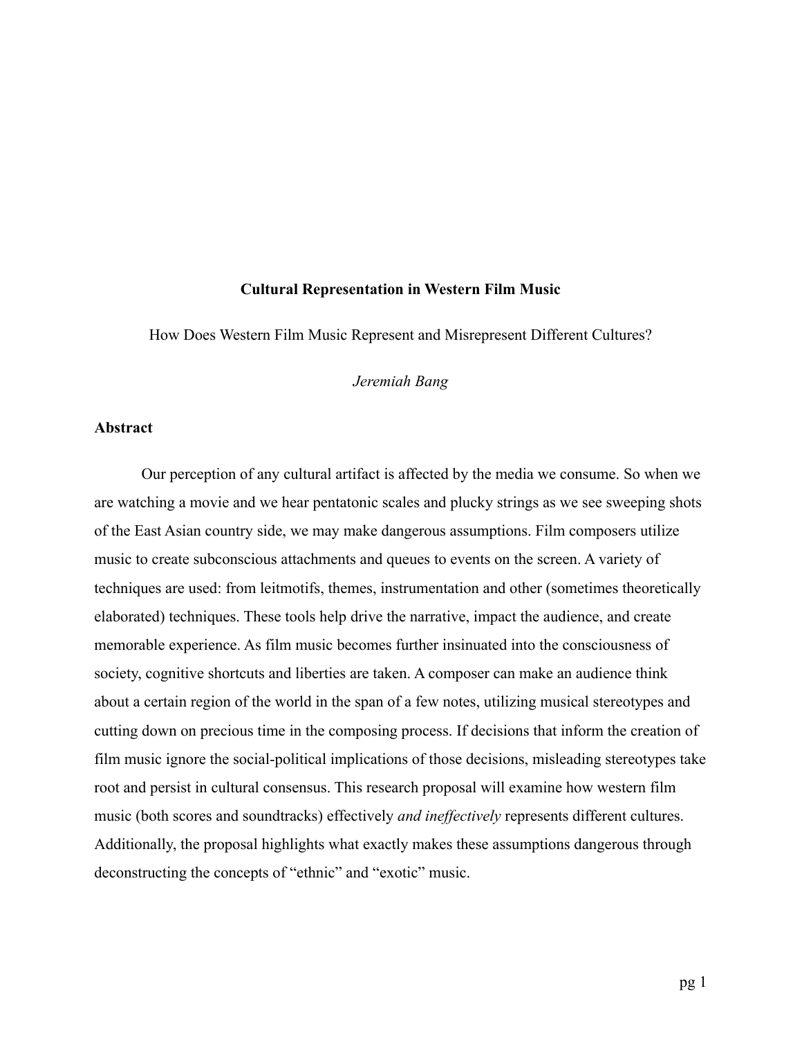# Cultural Representation in Western Film Music

How Does Western Film Music Represent and Misrepresent Different Cultures?

*Jeremiah Bang*

## Abstract

Our perception of any cultural artifact is affected by the media we consume. So when we are watching a movie and we hear pentatonic scales and plucky strings as we see sweeping shots of the East Asian country side, we may make dangerous assumptions. Film composers utilize music to create subconscious attachments and queues to events on the screen. A variety of techniques are used: from leitmotifs, themes, instrumentation and other (sometimes theoretically elaborated) techniques. These tools help drive the narrative, impact the audience, and create memorable experience. As film music becomes further insinuated into the consciousness of society, cognitive shortcuts and liberties are taken. A composer can make an audience think about a certain region of the world in the span of a few notes, utilizing musical stereotypes and cutting down on precious time in the composing process. If decisions that inform the creation of film music ignore the social-political implications of those decisions, misleading stereotypes take root and persist in cultural consensus. This research proposal will examine how western film music (both scores and soundtracks) effectively *and ineffectively* represents different cultures. Additionally, the proposal highlights what exactly makes these assumptions dangerous through deconstructing the concepts of "ethnic" and "exotic" music.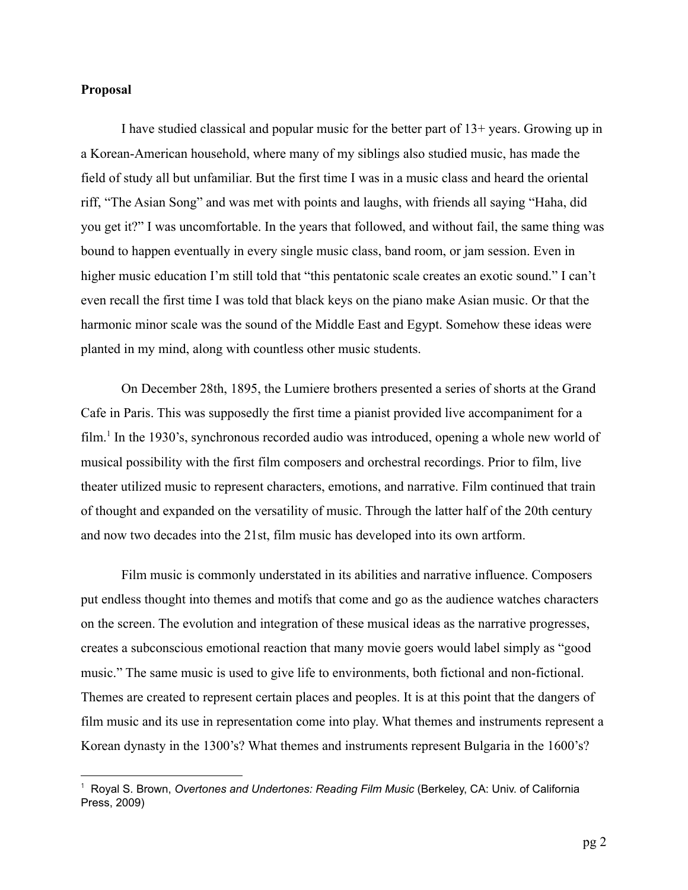**Proposal**

I have studied classical and popular music for the better part of 13+ years. Growing up in a Korean-American household, where many of my siblings also studied music, has made the field of study all but unfamiliar. But the first time I was in a music class and heard the oriental riff, "The Asian Song" and was met with points and laughs, with friends all saying "Haha, did you get it?" I was uncomfortable. In the years that followed, and without fail, the same thing was bound to happen eventually in every single music class, band room, or jam session. Even in higher music education I'm still told that "this pentatonic scale creates an exotic sound." I can't even recall the first time I was told that black keys on the piano make Asian music. Or that the harmonic minor scale was the sound of the Middle East and Egypt. Somehow these ideas were planted in my mind, along with countless other music students.

On December 28th, 1895, the Lumiere brothers presented a series of shorts at the Grand Cafe in Paris. This was supposedly the first time a pianist provided live accompaniment for a film.[1] In the 1930's, synchronous recorded audio was introduced, opening a whole new world of musical possibility with the first film composers and orchestral recordings. Prior to film, live theater utilized music to represent characters, emotions, and narrative. Film continued that train of thought and expanded on the versatility of music. Through the latter half of the 20th century and now two decades into the 21st, film music has developed into its own artform.

Film music is commonly understated in its abilities and narrative influence. Composers put endless thought into themes and motifs that come and go as the audience watches characters on the screen. The evolution and integration of these musical ideas as the narrative progresses, creates a subconscious emotional reaction that many movie goers would label simply as "good music." The same music is used to give life to environments, both fictional and non-fictional. Themes are created to represent certain places and peoples. It is at this point that the dangers of film music and its use in representation come into play. What themes and instruments represent a Korean dynasty in the 1300's? What themes and instruments represent Bulgaria in the 1600's?

---

[1] Royal S. Brown, *Overtones and Undertones: Reading Film Music* (Berkeley, CA: Univ. of California Press, 2009)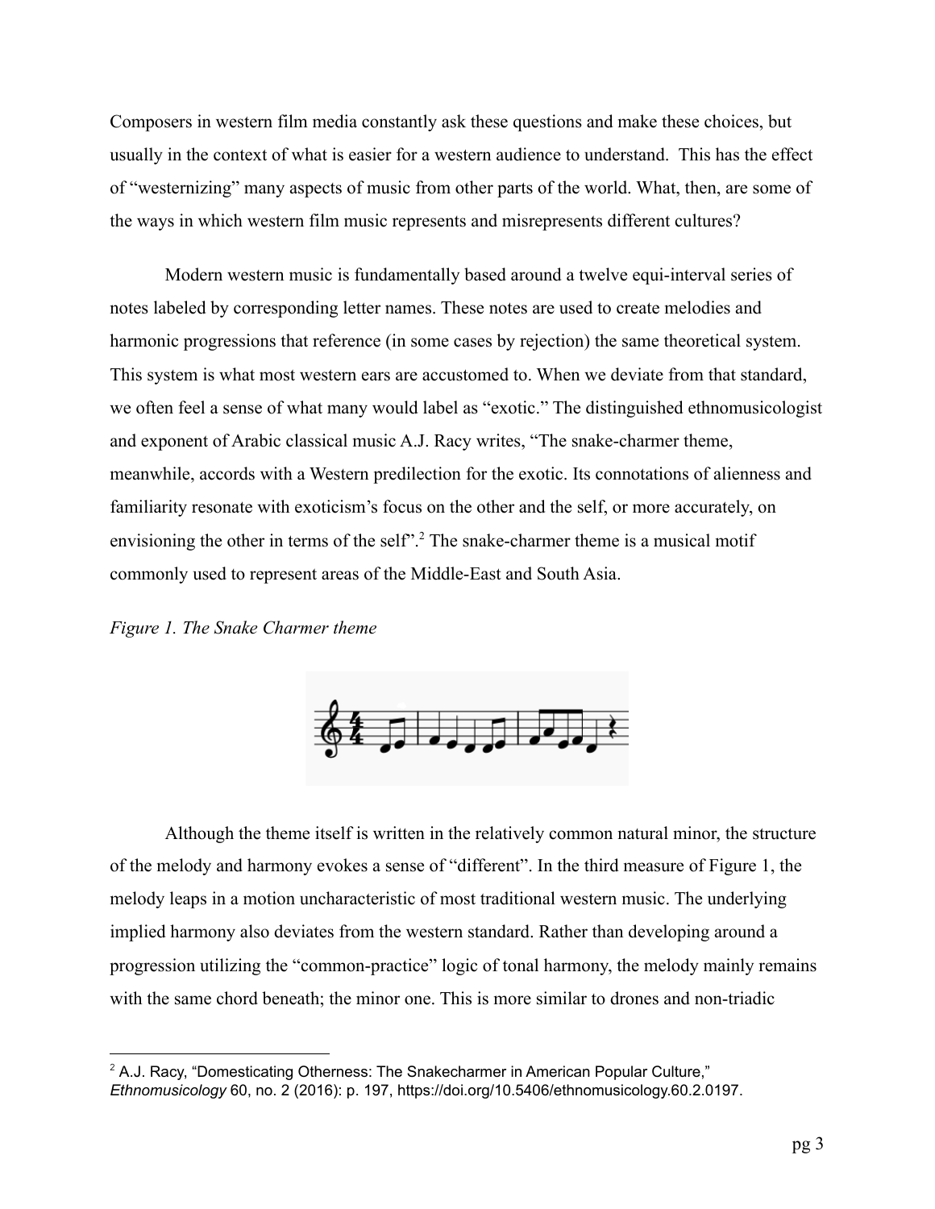Composers in western film media constantly ask these questions and make these choices, but usually in the context of what is easier for a western audience to understand. This has the effect of "westernizing" many aspects of music from other parts of the world. What, then, are some of the ways in which western film music represents and misrepresents different cultures?

Modern western music is fundamentally based around a twelve equi-interval series of notes labeled by corresponding letter names. These notes are used to create melodies and harmonic progressions that reference (in some cases by rejection) the same theoretical system. This system is what most western ears are accustomed to. When we deviate from that standard, we often feel a sense of what many would label as "exotic." The distinguished ethnomusicologist and exponent of Arabic classical music A.J. Racy writes, "The snake-charmer theme, meanwhile, accords with a Western predilection for the exotic. Its connotations of alienness and familiarity resonate with exoticism's focus on the other and the self, or more accurately, on envisioning the other in terms of the self".[2] The snake-charmer theme is a musical motif commonly used to represent areas of the Middle-East and South Asia.

*Figure 1. The Snake Charmer theme*

Although the theme itself is written in the relatively common natural minor, the structure of the melody and harmony evokes a sense of "different". In the third measure of Figure 1, the melody leaps in a motion uncharacteristic of most traditional western music. The underlying implied harmony also deviates from the western standard. Rather than developing around a progression utilizing the "common-practice" logic of tonal harmony, the melody mainly remains with the same chord beneath; the minor one. This is more similar to drones and non-triadic

[2] A.J. Racy, "Domesticating Otherness: The Snakecharmer in American Popular Culture," *Ethnomusicology* 60, no. 2 (2016): p. 197, https://doi.org/10.5406/ethnomusicology.60.2.0197.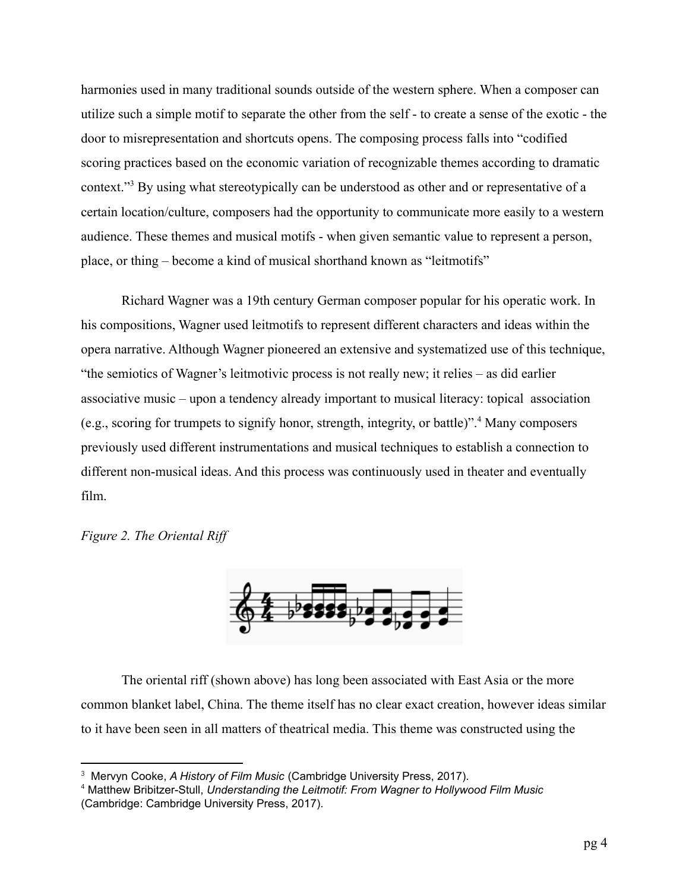harmonies used in many traditional sounds outside of the western sphere. When a composer can utilize such a simple motif to separate the other from the self - to create a sense of the exotic - the door to misrepresentation and shortcuts opens. The composing process falls into "codified scoring practices based on the economic variation of recognizable themes according to dramatic context."[3] By using what stereotypically can be understood as other and or representative of a certain location/culture, composers had the opportunity to communicate more easily to a western audience. These themes and musical motifs - when given semantic value to represent a person, place, or thing – become a kind of musical shorthand known as "leitmotifs"

Richard Wagner was a 19th century German composer popular for his operatic work. In his compositions, Wagner used leitmotifs to represent different characters and ideas within the opera narrative. Although Wagner pioneered an extensive and systematized use of this technique, "the semiotics of Wagner's leitmotivic process is not really new; it relies – as did earlier associative music – upon a tendency already important to musical literacy: topical association (e.g., scoring for trumpets to signify honor, strength, integrity, or battle)".[4] Many composers previously used different instrumentations and musical techniques to establish a connection to different non-musical ideas. And this process was continuously used in theater and eventually film.

*Figure 2. The Oriental Riff*

The oriental riff (shown above) has long been associated with East Asia or the more common blanket label, China. The theme itself has no clear exact creation, however ideas similar to it have been seen in all matters of theatrical media. This theme was constructed using the

---

[3] Mervyn Cooke, *A History of Film Music* (Cambridge University Press, 2017).

[4] Matthew Bribitzer-Stull, *Understanding the Leitmotif: From Wagner to Hollywood Film Music* (Cambridge: Cambridge University Press, 2017).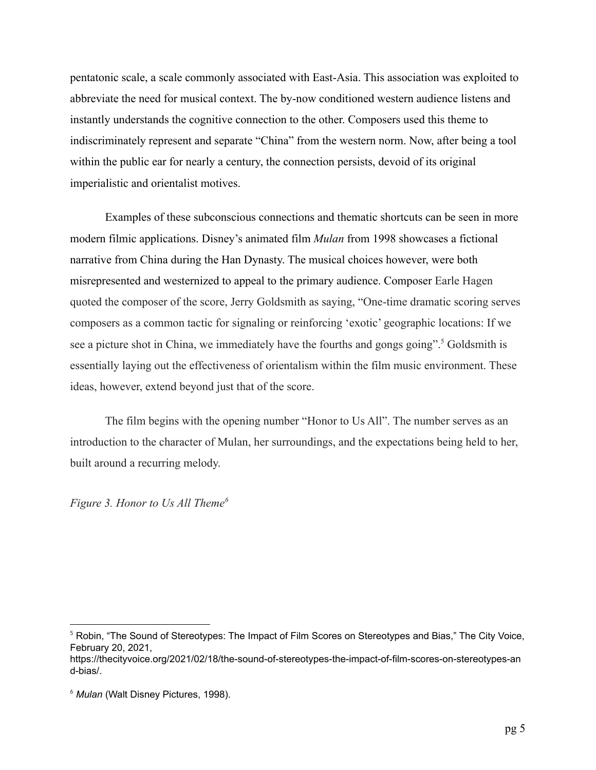pentatonic scale, a scale commonly associated with East-Asia. This association was exploited to abbreviate the need for musical context. The by-now conditioned western audience listens and instantly understands the cognitive connection to the other. Composers used this theme to indiscriminately represent and separate "China" from the western norm. Now, after being a tool within the public ear for nearly a century, the connection persists, devoid of its original imperialistic and orientalist motives.

Examples of these subconscious connections and thematic shortcuts can be seen in more modern filmic applications. Disney's animated film *Mulan* from 1998 showcases a fictional narrative from China during the Han Dynasty. The musical choices however, were both misrepresented and westernized to appeal to the primary audience. Composer Earle Hagen quoted the composer of the score, Jerry Goldsmith as saying, "One-time dramatic scoring serves composers as a common tactic for signaling or reinforcing 'exotic' geographic locations: If we see a picture shot in China, we immediately have the fourths and gongs going".[5] Goldsmith is essentially laying out the effectiveness of orientalism within the film music environment. These ideas, however, extend beyond just that of the score.

The film begins with the opening number "Honor to Us All". The number serves as an introduction to the character of Mulan, her surroundings, and the expectations being held to her, built around a recurring melody.

*Figure 3. Honor to Us All Theme*[6]

---

[5] Robin, "The Sound of Stereotypes: The Impact of Film Scores on Stereotypes and Bias," The City Voice, February 20, 2021, https://thecityvoice.org/2021/02/18/the-sound-of-stereotypes-the-impact-of-film-scores-on-stereotypes-and-bias/.

[6] *Mulan* (Walt Disney Pictures, 1998).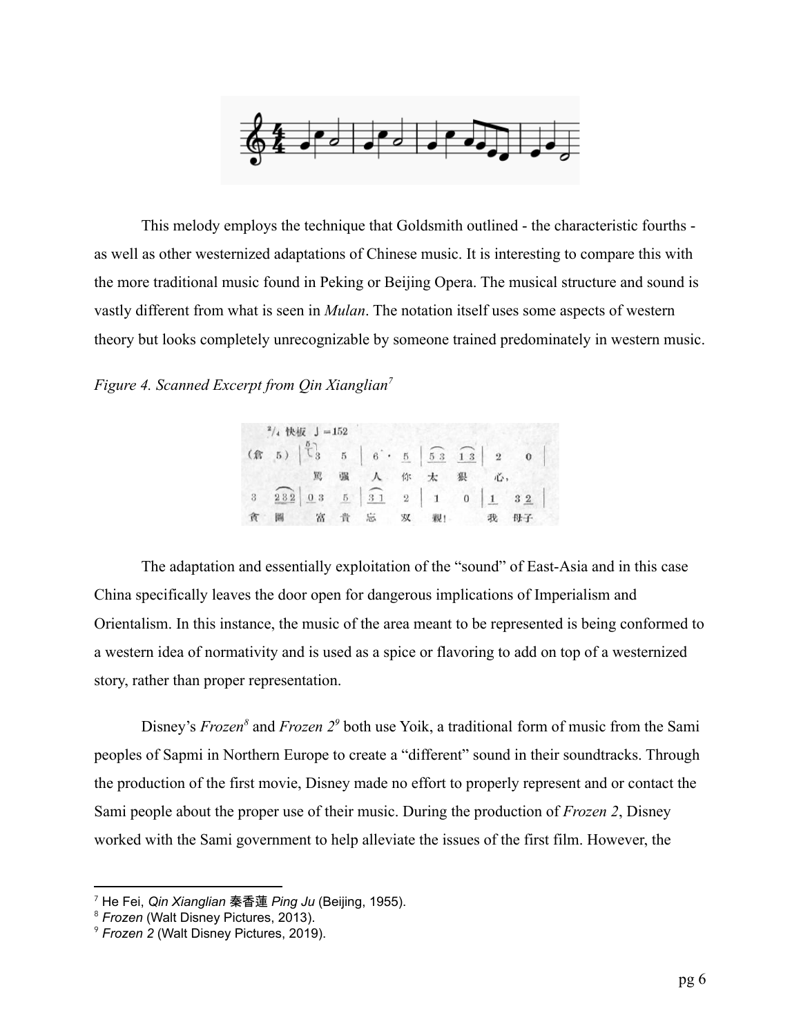This melody employs the technique that Goldsmith outlined - the characteristic fourths - as well as other westernized adaptations of Chinese music. It is interesting to compare this with the more traditional music found in Peking or Beijing Opera. The musical structure and sound is vastly different from what is seen in *Mulan*. The notation itself uses some aspects of western theory but looks completely unrecognizable by someone trained predominately in western music.

*Figure 4. Scanned Excerpt from Qin Xianglian*[7]

The adaptation and essentially exploitation of the "sound" of East-Asia and in this case China specifically leaves the door open for dangerous implications of Imperialism and Orientalism. In this instance, the music of the area meant to be represented is being conformed to a western idea of normativity and is used as a spice or flavoring to add on top of a westernized story, rather than proper representation.

Disney's *Frozen*[8] and *Frozen 2*[9] both use Yoik, a traditional form of music from the Sami peoples of Sapmi in Northern Europe to create a "different" sound in their soundtracks. Through the production of the first movie, Disney made no effort to properly represent and or contact the Sami people about the proper use of their music. During the production of *Frozen 2*, Disney worked with the Sami government to help alleviate the issues of the first film. However, the

---

[7] He Fei, *Qin Xianglian* 秦香蓮 *Ping Ju* (Beijing, 1955).

[8] *Frozen* (Walt Disney Pictures, 2013).

[9] *Frozen 2* (Walt Disney Pictures, 2019).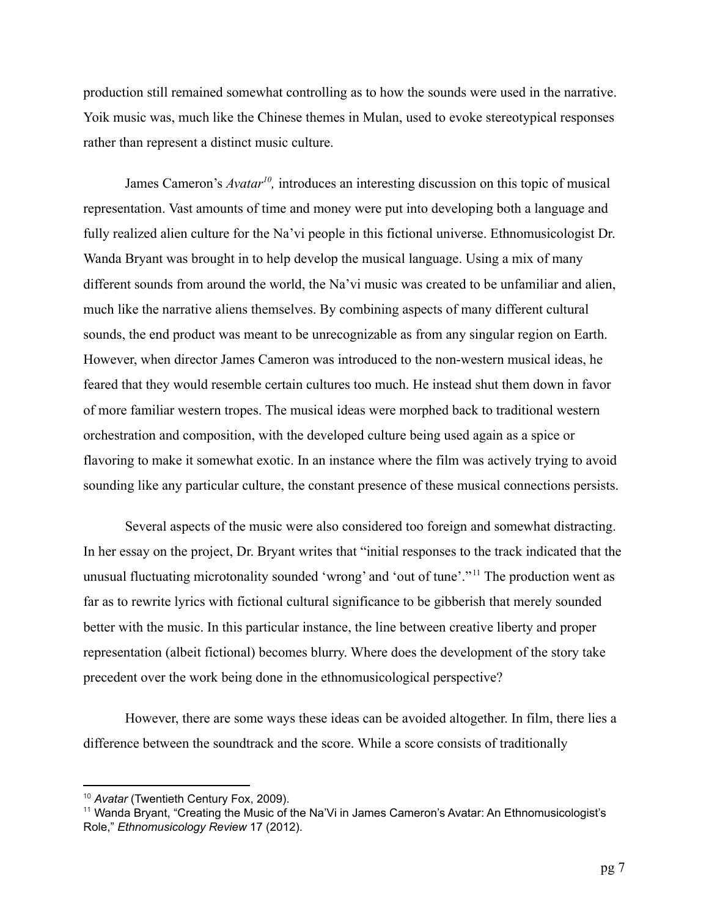production still remained somewhat controlling as to how the sounds were used in the narrative. Yoik music was, much like the Chinese themes in Mulan, used to evoke stereotypical responses rather than represent a distinct music culture.

James Cameron's *Avatar*[10], introduces an interesting discussion on this topic of musical representation. Vast amounts of time and money were put into developing both a language and fully realized alien culture for the Na'vi people in this fictional universe. Ethnomusicologist Dr. Wanda Bryant was brought in to help develop the musical language. Using a mix of many different sounds from around the world, the Na'vi music was created to be unfamiliar and alien, much like the narrative aliens themselves. By combining aspects of many different cultural sounds, the end product was meant to be unrecognizable as from any singular region on Earth. However, when director James Cameron was introduced to the non-western musical ideas, he feared that they would resemble certain cultures too much. He instead shut them down in favor of more familiar western tropes. The musical ideas were morphed back to traditional western orchestration and composition, with the developed culture being used again as a spice or flavoring to make it somewhat exotic. In an instance where the film was actively trying to avoid sounding like any particular culture, the constant presence of these musical connections persists.

Several aspects of the music were also considered too foreign and somewhat distracting. In her essay on the project, Dr. Bryant writes that "initial responses to the track indicated that the unusual fluctuating microtonality sounded 'wrong' and 'out of tune'."[11] The production went as far as to rewrite lyrics with fictional cultural significance to be gibberish that merely sounded better with the music. In this particular instance, the line between creative liberty and proper representation (albeit fictional) becomes blurry. Where does the development of the story take precedent over the work being done in the ethnomusicological perspective?

However, there are some ways these ideas can be avoided altogether. In film, there lies a difference between the soundtrack and the score. While a score consists of traditionally

---

[10] *Avatar* (Twentieth Century Fox, 2009).

[11] Wanda Bryant, "Creating the Music of the Na'Vi in James Cameron's Avatar: An Ethnomusicologist's Role," *Ethnomusicology Review* 17 (2012).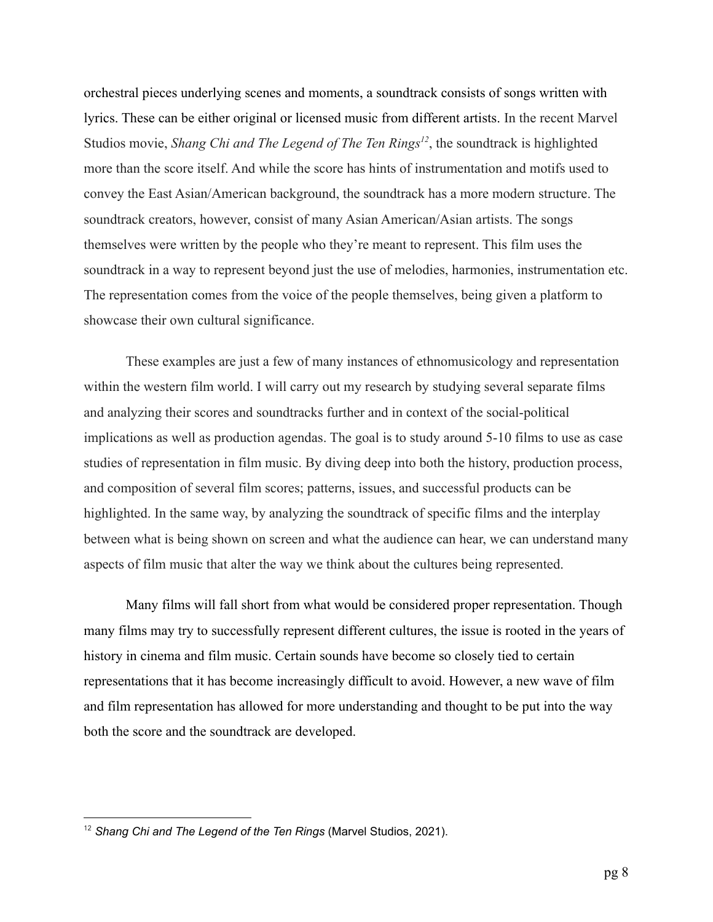orchestral pieces underlying scenes and moments, a soundtrack consists of songs written with lyrics. These can be either original or licensed music from different artists. In the recent Marvel Studios movie, *Shang Chi and The Legend of The Ten Rings*[12], the soundtrack is highlighted more than the score itself. And while the score has hints of instrumentation and motifs used to convey the East Asian/American background, the soundtrack has a more modern structure. The soundtrack creators, however, consist of many Asian American/Asian artists. The songs themselves were written by the people who they're meant to represent. This film uses the soundtrack in a way to represent beyond just the use of melodies, harmonies, instrumentation etc. The representation comes from the voice of the people themselves, being given a platform to showcase their own cultural significance.

These examples are just a few of many instances of ethnomusicology and representation within the western film world. I will carry out my research by studying several separate films and analyzing their scores and soundtracks further and in context of the social-political implications as well as production agendas. The goal is to study around 5-10 films to use as case studies of representation in film music. By diving deep into both the history, production process, and composition of several film scores; patterns, issues, and successful products can be highlighted. In the same way, by analyzing the soundtrack of specific films and the interplay between what is being shown on screen and what the audience can hear, we can understand many aspects of film music that alter the way we think about the cultures being represented.

Many films will fall short from what would be considered proper representation. Though many films may try to successfully represent different cultures, the issue is rooted in the years of history in cinema and film music. Certain sounds have become so closely tied to certain representations that it has become increasingly difficult to avoid. However, a new wave of film and film representation has allowed for more understanding and thought to be put into the way both the score and the soundtrack are developed.

---

[12] *Shang Chi and The Legend of the Ten Rings* (Marvel Studios, 2021).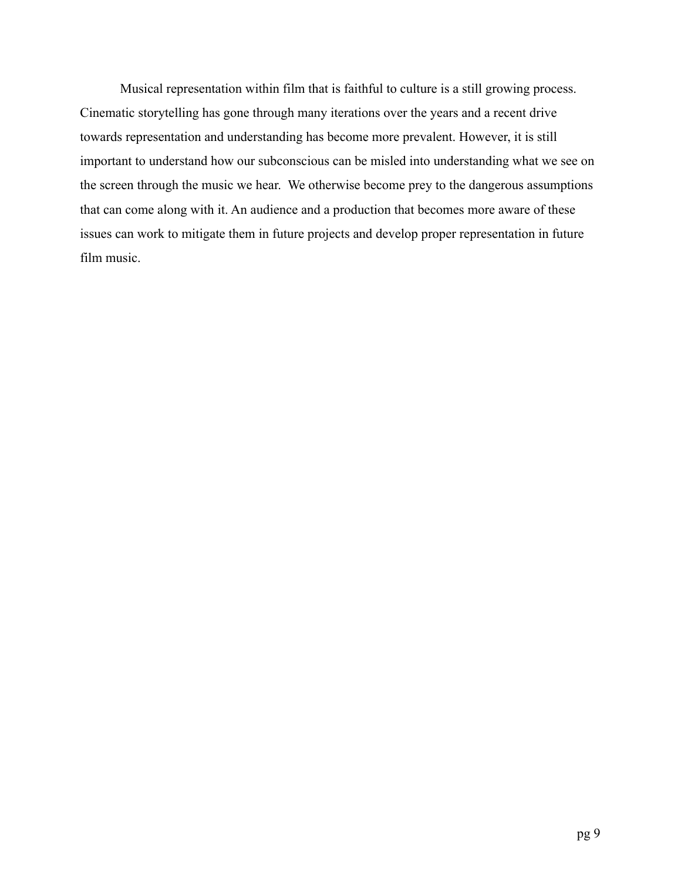Musical representation within film that is faithful to culture is a still growing process. Cinematic storytelling has gone through many iterations over the years and a recent drive towards representation and understanding has become more prevalent. However, it is still important to understand how our subconscious can be misled into understanding what we see on the screen through the music we hear.  We otherwise become prey to the dangerous assumptions that can come along with it. An audience and a production that becomes more aware of these issues can work to mitigate them in future projects and develop proper representation in future film music.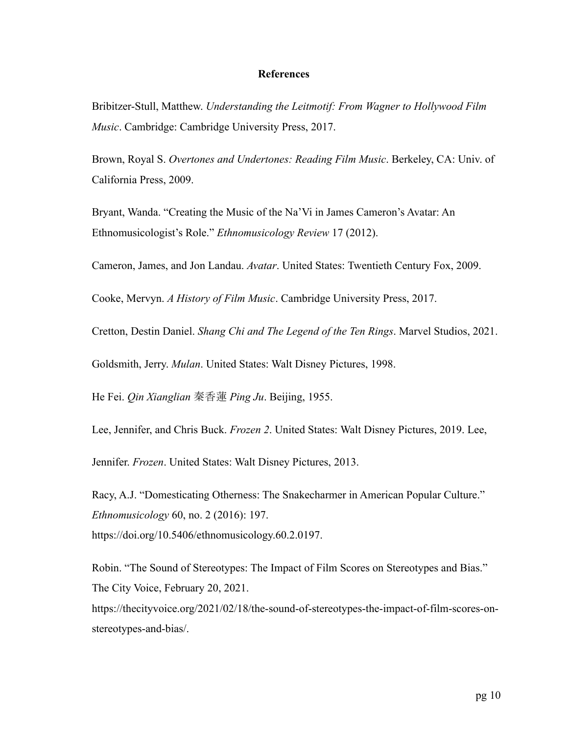## References

Bribitzer-Stull, Matthew. *Understanding the Leitmotif: From Wagner to Hollywood Film Music*. Cambridge: Cambridge University Press, 2017.

Brown, Royal S. *Overtones and Undertones: Reading Film Music*. Berkeley, CA: Univ. of California Press, 2009.

Bryant, Wanda. "Creating the Music of the Na'Vi in James Cameron's Avatar: An Ethnomusicologist's Role." *Ethnomusicology Review* 17 (2012).

Cameron, James, and Jon Landau. *Avatar*. United States: Twentieth Century Fox, 2009.

Cooke, Mervyn. *A History of Film Music*. Cambridge University Press, 2017.

Cretton, Destin Daniel. *Shang Chi and The Legend of the Ten Rings*. Marvel Studios, 2021.

Goldsmith, Jerry. *Mulan*. United States: Walt Disney Pictures, 1998.

He Fei. *Qin Xianglian* 秦香蓮 *Ping Ju*. Beijing, 1955.

Lee, Jennifer, and Chris Buck. *Frozen 2*. United States: Walt Disney Pictures, 2019. Lee,

Jennifer. *Frozen*. United States: Walt Disney Pictures, 2013.

Racy, A.J. "Domesticating Otherness: The Snakecharmer in American Popular Culture." *Ethnomusicology* 60, no. 2 (2016): 197. https://doi.org/10.5406/ethnomusicology.60.2.0197.

Robin. "The Sound of Stereotypes: The Impact of Film Scores on Stereotypes and Bias." The City Voice, February 20, 2021. https://thecityvoice.org/2021/02/18/the-sound-of-stereotypes-the-impact-of-film-scores-on-stereotypes-and-bias/.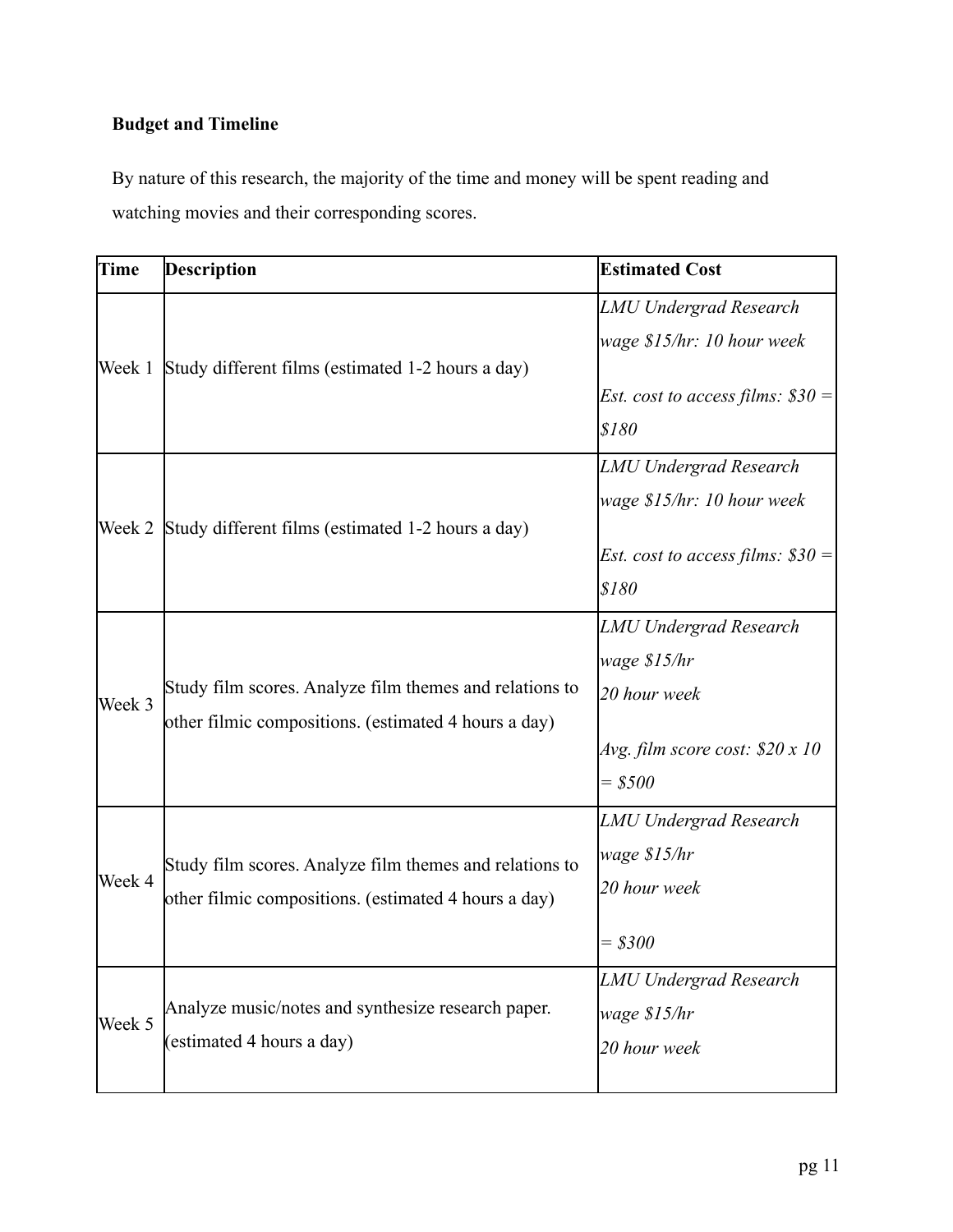**Budget and Timeline**

By nature of this research, the majority of the time and money will be spent reading and watching movies and their corresponding scores.

| Time | Description | Estimated Cost |
|---|---|---|
| Week 1 | Study different films (estimated 1-2 hours a day) | *LMU Undergrad Research wage $15/hr: 10 hour week*<br><br>*Est. cost to access films: $30 = $180* |
| Week 2 | Study different films (estimated 1-2 hours a day) | *LMU Undergrad Research wage $15/hr: 10 hour week*<br><br>*Est. cost to access films: $30 = $180* |
| Week 3 | Study film scores. Analyze film themes and relations to other filmic compositions. (estimated 4 hours a day) | *LMU Undergrad Research wage $15/hr*<br>*20 hour week*<br><br>*Avg. film score cost: $20 x 10 = $500* |
| Week 4 | Study film scores. Analyze film themes and relations to other filmic compositions. (estimated 4 hours a day) | *LMU Undergrad Research wage $15/hr*<br>*20 hour week*<br><br>*= $300* |
| Week 5 | Analyze music/notes and synthesize research paper. (estimated 4 hours a day) | *LMU Undergrad Research wage $15/hr*<br>*20 hour week* |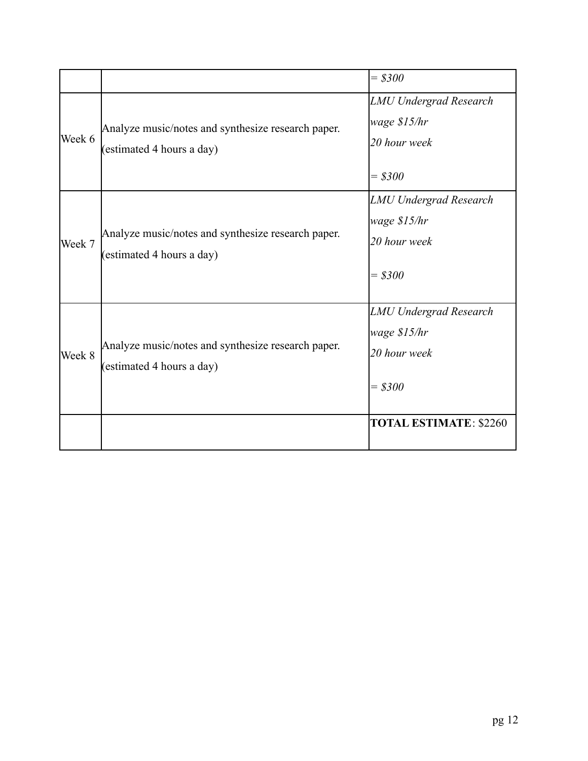| | | |
|---|---|---|
| | | *= $300* |
| Week 6 | Analyze music/notes and synthesize research paper. (estimated 4 hours a day) | *LMU Undergrad Research wage $15/hr*<br>*20 hour week*<br>*= $300* |
| Week 7 | Analyze music/notes and synthesize research paper. (estimated 4 hours a day) | *LMU Undergrad Research wage $15/hr*<br>*20 hour week*<br>*= $300* |
| Week 8 | Analyze music/notes and synthesize research paper. (estimated 4 hours a day) | *LMU Undergrad Research wage $15/hr*<br>*20 hour week*<br>*= $300* |
| | | **TOTAL ESTIMATE**: $2260 |